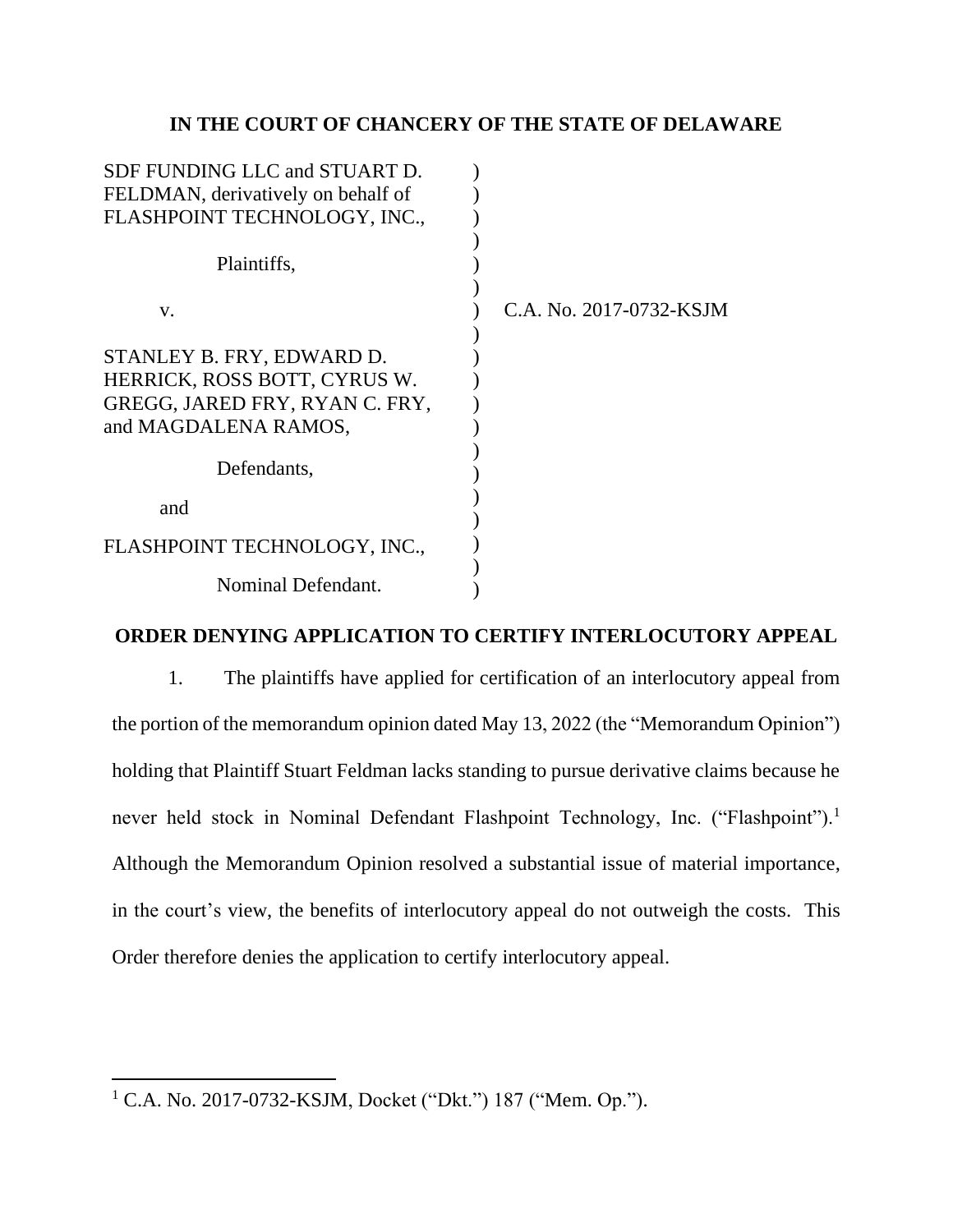**IN THE COURT OF CHANCERY OF THE STATE OF DELAWARE**

SDF FUNDING LLC and STUART D. FELDMAN, derivatively on behalf of FLASHPOINT TECHNOLOGY, INC.,

Plaintiffs,

v.

STANLEY B. FRY, EDWARD D. HERRICK, ROSS BOTT, CYRUS W. GREGG, JARED FRY, RYAN C. FRY, and MAGDALENA RAMOS,

Defendants,

and

FLASHPOINT TECHNOLOGY, INC.,

Nominal Defendant.

C.A. No. 2017-0732-KSJM

**ORDER DENYING APPLICATION TO CERTIFY INTERLOCUTORY APPEAL**

1. The plaintiffs have applied for certification of an interlocutory appeal from the portion of the memorandum opinion dated May 13, 2022 (the "Memorandum Opinion") holding that Plaintiff Stuart Feldman lacks standing to pursue derivative claims because he never held stock in Nominal Defendant Flashpoint Technology, Inc. ("Flashpoint").[1] Although the Memorandum Opinion resolved a substantial issue of material importance, in the court's view, the benefits of interlocutory appeal do not outweigh the costs. This Order therefore denies the application to certify interlocutory appeal.

[1] C.A. No. 2017-0732-KSJM, Docket ("Dkt.") 187 ("Mem. Op.").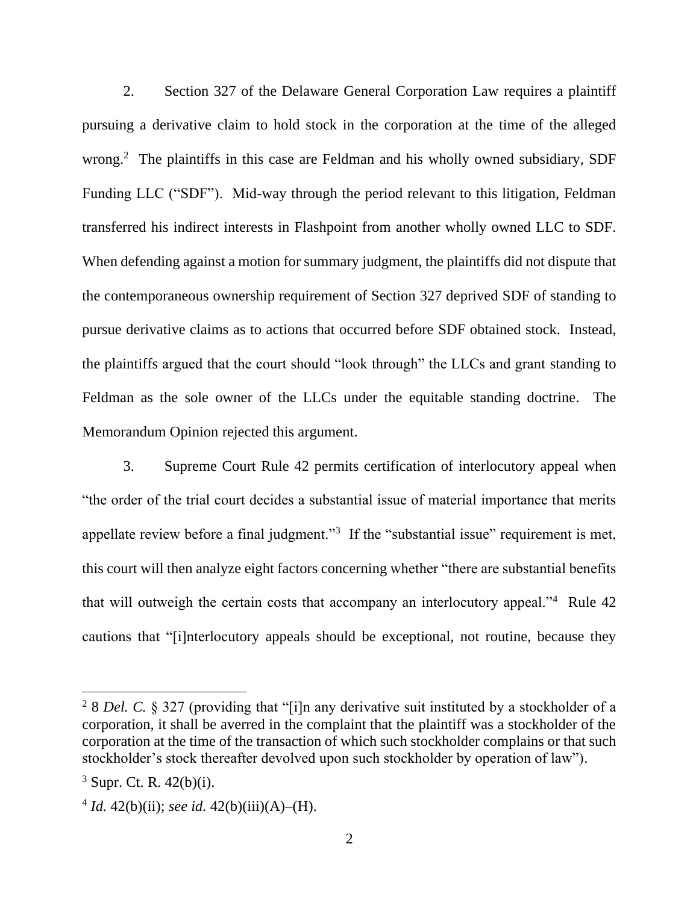2. Section 327 of the Delaware General Corporation Law requires a plaintiff pursuing a derivative claim to hold stock in the corporation at the time of the alleged wrong.[2] The plaintiffs in this case are Feldman and his wholly owned subsidiary, SDF Funding LLC ("SDF"). Mid-way through the period relevant to this litigation, Feldman transferred his indirect interests in Flashpoint from another wholly owned LLC to SDF. When defending against a motion for summary judgment, the plaintiffs did not dispute that the contemporaneous ownership requirement of Section 327 deprived SDF of standing to pursue derivative claims as to actions that occurred before SDF obtained stock. Instead, the plaintiffs argued that the court should "look through" the LLCs and grant standing to Feldman as the sole owner of the LLCs under the equitable standing doctrine. The Memorandum Opinion rejected this argument.

3. Supreme Court Rule 42 permits certification of interlocutory appeal when "the order of the trial court decides a substantial issue of material importance that merits appellate review before a final judgment."[3] If the "substantial issue" requirement is met, this court will then analyze eight factors concerning whether "there are substantial benefits that will outweigh the certain costs that accompany an interlocutory appeal."[4] Rule 42 cautions that "[i]nterlocutory appeals should be exceptional, not routine, because they

---

[2] 8 *Del. C.* § 327 (providing that "[i]n any derivative suit instituted by a stockholder of a corporation, it shall be averred in the complaint that the plaintiff was a stockholder of the corporation at the time of the transaction of which such stockholder complains or that such stockholder's stock thereafter devolved upon such stockholder by operation of law").

[3] Supr. Ct. R. 42(b)(i).

[4] *Id.* 42(b)(ii); *see id.* 42(b)(iii)(A)–(H).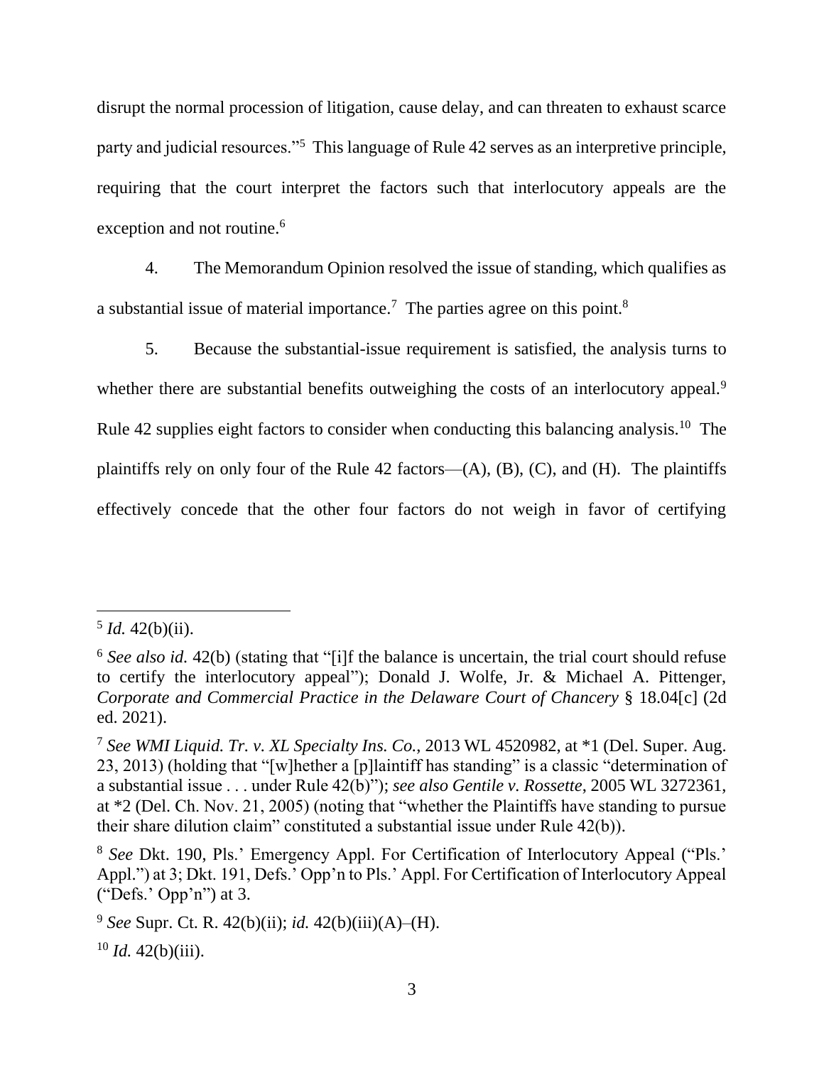disrupt the normal procession of litigation, cause delay, and can threaten to exhaust scarce party and judicial resources."[5] This language of Rule 42 serves as an interpretive principle, requiring that the court interpret the factors such that interlocutory appeals are the exception and not routine.[6]

4. The Memorandum Opinion resolved the issue of standing, which qualifies as a substantial issue of material importance.[7] The parties agree on this point.[8]

5. Because the substantial-issue requirement is satisfied, the analysis turns to whether there are substantial benefits outweighing the costs of an interlocutory appeal.[9] Rule 42 supplies eight factors to consider when conducting this balancing analysis.[10] The plaintiffs rely on only four of the Rule 42 factors—(A), (B), (C), and (H). The plaintiffs effectively concede that the other four factors do not weigh in favor of certifying

---

[5] *Id.* 42(b)(ii).

[6] *See also id.* 42(b) (stating that "[i]f the balance is uncertain, the trial court should refuse to certify the interlocutory appeal"); Donald J. Wolfe, Jr. & Michael A. Pittenger, *Corporate and Commercial Practice in the Delaware Court of Chancery* § 18.04[c] (2d ed. 2021).

[7] *See WMI Liquid. Tr. v. XL Specialty Ins. Co.*, 2013 WL 4520982, at *1 (Del. Super. Aug. 23, 2013) (holding that "[w]hether a [p]laintiff has standing" is a classic "determination of a substantial issue . . . under Rule 42(b)"); *see also Gentile v. Rossette*, 2005 WL 3272361, at *2 (Del. Ch. Nov. 21, 2005) (noting that "whether the Plaintiffs have standing to pursue their share dilution claim" constituted a substantial issue under Rule 42(b)).

[8] *See* Dkt. 190, Pls.' Emergency Appl. For Certification of Interlocutory Appeal ("Pls.' Appl.") at 3; Dkt. 191, Defs.' Opp'n to Pls.' Appl. For Certification of Interlocutory Appeal ("Defs.' Opp'n") at 3.

[9] *See* Supr. Ct. R. 42(b)(ii); *id.* 42(b)(iii)(A)–(H).

[10] *Id.* 42(b)(iii).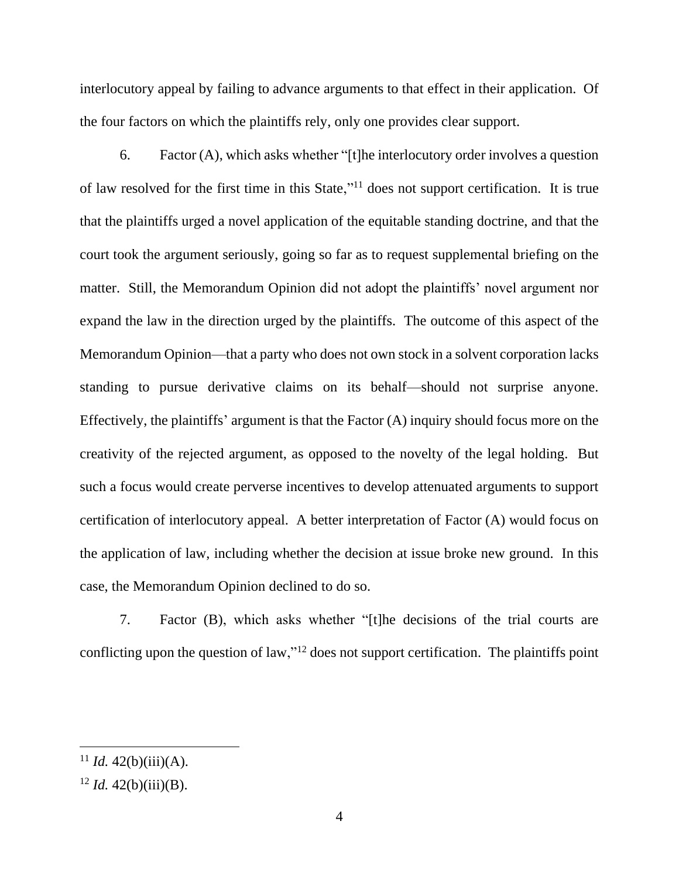interlocutory appeal by failing to advance arguments to that effect in their application. Of the four factors on which the plaintiffs rely, only one provides clear support.

6. Factor (A), which asks whether "[t]he interlocutory order involves a question of law resolved for the first time in this State,"[11] does not support certification. It is true that the plaintiffs urged a novel application of the equitable standing doctrine, and that the court took the argument seriously, going so far as to request supplemental briefing on the matter. Still, the Memorandum Opinion did not adopt the plaintiffs' novel argument nor expand the law in the direction urged by the plaintiffs. The outcome of this aspect of the Memorandum Opinion—that a party who does not own stock in a solvent corporation lacks standing to pursue derivative claims on its behalf—should not surprise anyone. Effectively, the plaintiffs' argument is that the Factor (A) inquiry should focus more on the creativity of the rejected argument, as opposed to the novelty of the legal holding. But such a focus would create perverse incentives to develop attenuated arguments to support certification of interlocutory appeal. A better interpretation of Factor (A) would focus on the application of law, including whether the decision at issue broke new ground. In this case, the Memorandum Opinion declined to do so.

7. Factor (B), which asks whether "[t]he decisions of the trial courts are conflicting upon the question of law,"[12] does not support certification. The plaintiffs point

---

[11] *Id.* 42(b)(iii)(A).

[12] *Id.* 42(b)(iii)(B).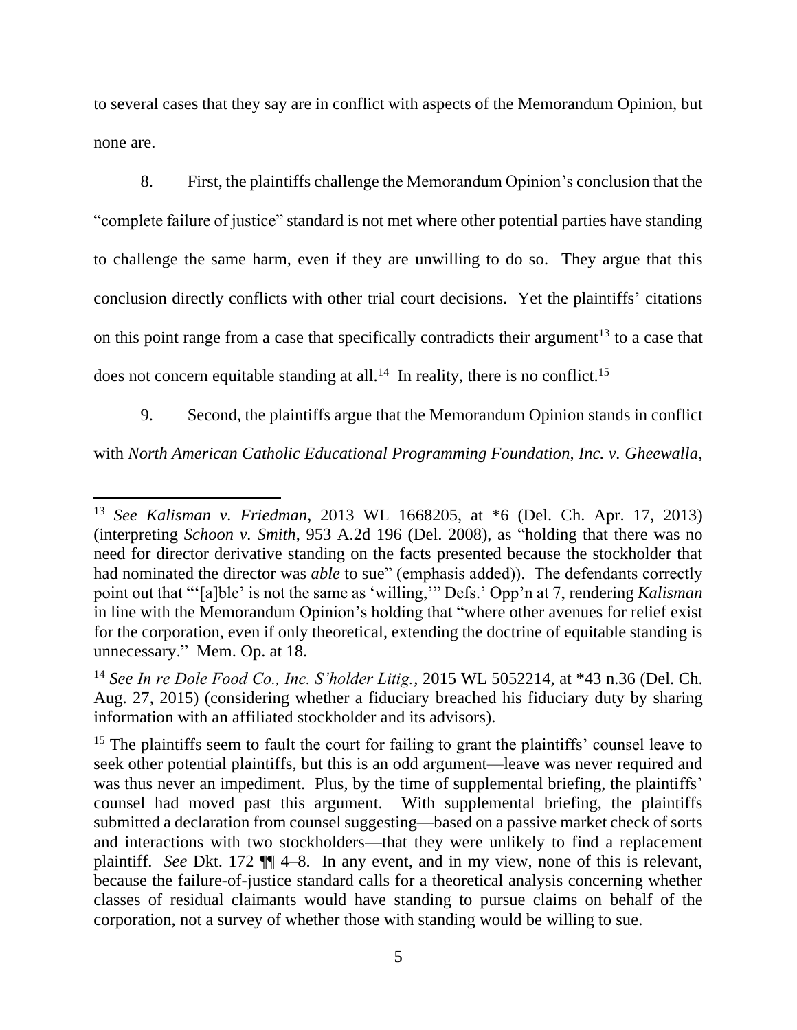to several cases that they say are in conflict with aspects of the Memorandum Opinion, but none are.

8. First, the plaintiffs challenge the Memorandum Opinion's conclusion that the "complete failure of justice" standard is not met where other potential parties have standing to challenge the same harm, even if they are unwilling to do so. They argue that this conclusion directly conflicts with other trial court decisions. Yet the plaintiffs' citations on this point range from a case that specifically contradicts their argument[13] to a case that does not concern equitable standing at all.[14] In reality, there is no conflict.[15]

9. Second, the plaintiffs argue that the Memorandum Opinion stands in conflict with *North American Catholic Educational Programming Foundation, Inc. v. Gheewalla*,

---

[13] *See Kalisman v. Friedman*, 2013 WL 1668205, at *6 (Del. Ch. Apr. 17, 2013) (interpreting *Schoon v. Smith*, 953 A.2d 196 (Del. 2008), as "holding that there was no need for director derivative standing on the facts presented because the stockholder that had nominated the director was *able* to sue" (emphasis added)). The defendants correctly point out that "'[a]ble' is not the same as 'willing,'" Defs.' Opp'n at 7, rendering *Kalisman* in line with the Memorandum Opinion's holding that "where other avenues for relief exist for the corporation, even if only theoretical, extending the doctrine of equitable standing is unnecessary." Mem. Op. at 18.

[14] *See In re Dole Food Co., Inc. S'holder Litig.*, 2015 WL 5052214, at *43 n.36 (Del. Ch. Aug. 27, 2015) (considering whether a fiduciary breached his fiduciary duty by sharing information with an affiliated stockholder and its advisors).

[15] The plaintiffs seem to fault the court for failing to grant the plaintiffs' counsel leave to seek other potential plaintiffs, but this is an odd argument—leave was never required and was thus never an impediment. Plus, by the time of supplemental briefing, the plaintiffs' counsel had moved past this argument. With supplemental briefing, the plaintiffs submitted a declaration from counsel suggesting—based on a passive market check of sorts and interactions with two stockholders—that they were unlikely to find a replacement plaintiff. *See* Dkt. 172 ¶¶ 4–8. In any event, and in my view, none of this is relevant, because the failure-of-justice standard calls for a theoretical analysis concerning whether classes of residual claimants would have standing to pursue claims on behalf of the corporation, not a survey of whether those with standing would be willing to sue.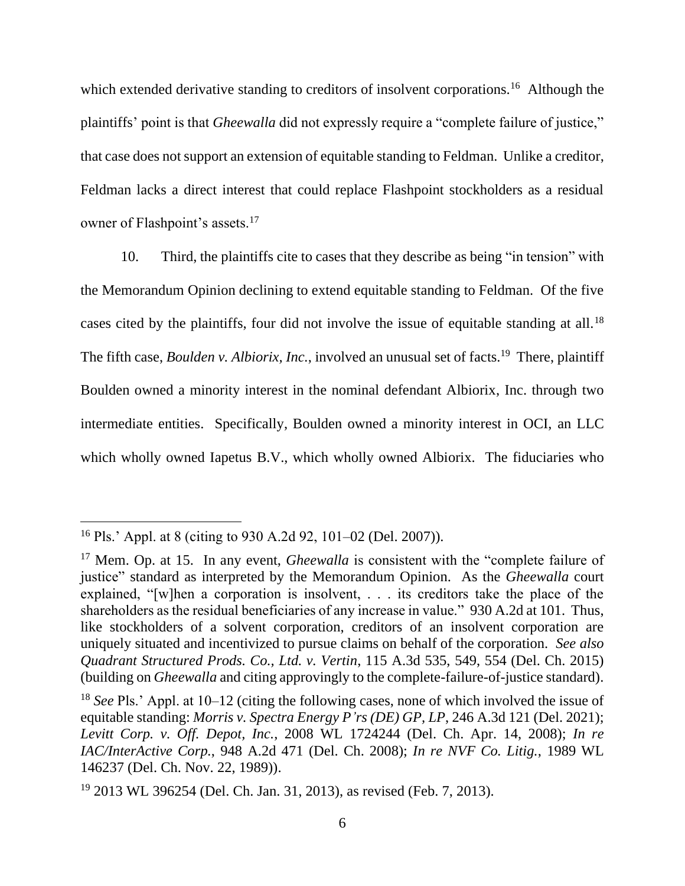which extended derivative standing to creditors of insolvent corporations.[16] Although the plaintiffs' point is that *Gheewalla* did not expressly require a "complete failure of justice," that case does not support an extension of equitable standing to Feldman. Unlike a creditor, Feldman lacks a direct interest that could replace Flashpoint stockholders as a residual owner of Flashpoint's assets.[17]

10. Third, the plaintiffs cite to cases that they describe as being "in tension" with the Memorandum Opinion declining to extend equitable standing to Feldman. Of the five cases cited by the plaintiffs, four did not involve the issue of equitable standing at all.[18] The fifth case, *Boulden v. Albiorix, Inc.*, involved an unusual set of facts.[19] There, plaintiff Boulden owned a minority interest in the nominal defendant Albiorix, Inc. through two intermediate entities. Specifically, Boulden owned a minority interest in OCI, an LLC which wholly owned Iapetus B.V., which wholly owned Albiorix. The fiduciaries who

---

[16] Pls.' Appl. at 8 (citing to 930 A.2d 92, 101–02 (Del. 2007)).

[17] Mem. Op. at 15. In any event, *Gheewalla* is consistent with the "complete failure of justice" standard as interpreted by the Memorandum Opinion. As the *Gheewalla* court explained, "[w]hen a corporation is insolvent, . . . its creditors take the place of the shareholders as the residual beneficiaries of any increase in value." 930 A.2d at 101. Thus, like stockholders of a solvent corporation, creditors of an insolvent corporation are uniquely situated and incentivized to pursue claims on behalf of the corporation. *See also Quadrant Structured Prods. Co., Ltd. v. Vertin*, 115 A.3d 535, 549, 554 (Del. Ch. 2015) (building on *Gheewalla* and citing approvingly to the complete-failure-of-justice standard).

[18] *See* Pls.' Appl. at 10–12 (citing the following cases, none of which involved the issue of equitable standing: *Morris v. Spectra Energy P'rs (DE) GP, LP*, 246 A.3d 121 (Del. 2021); *Levitt Corp. v. Off. Depot, Inc.*, 2008 WL 1724244 (Del. Ch. Apr. 14, 2008); *In re IAC/InterActive Corp.*, 948 A.2d 471 (Del. Ch. 2008); *In re NVF Co. Litig.*, 1989 WL 146237 (Del. Ch. Nov. 22, 1989)).

[19] 2013 WL 396254 (Del. Ch. Jan. 31, 2013), as revised (Feb. 7, 2013).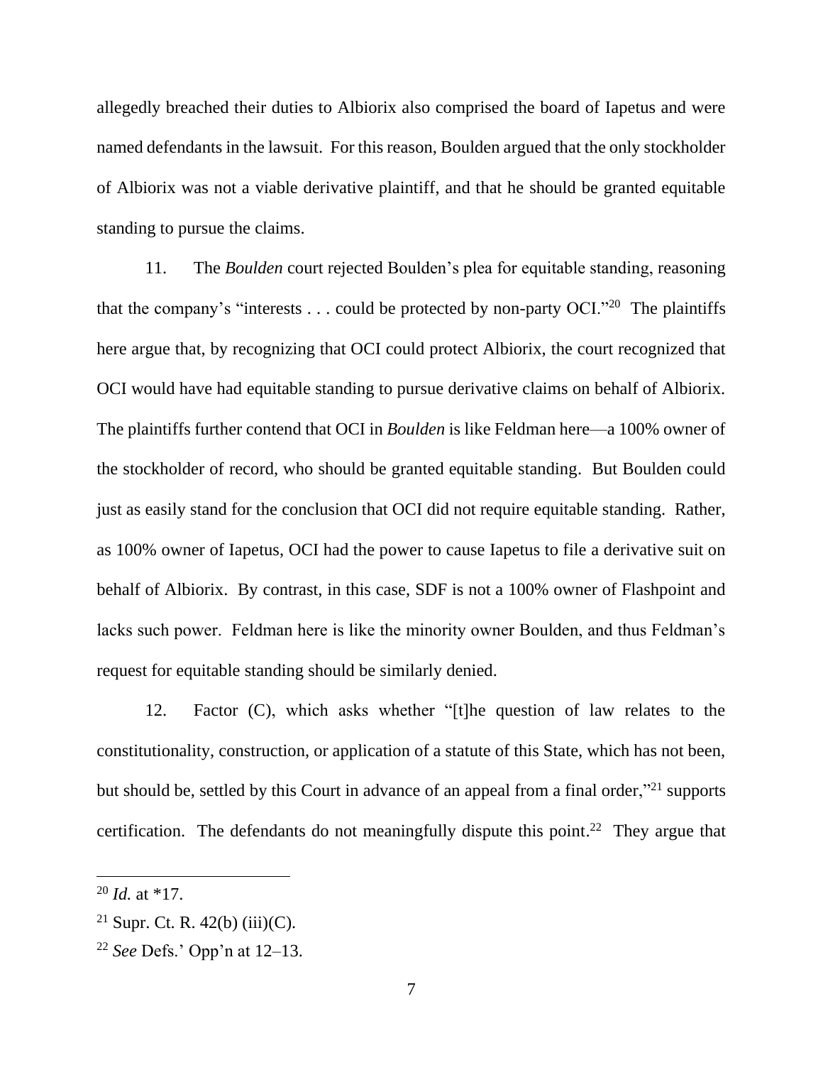allegedly breached their duties to Albiorix also comprised the board of Iapetus and were named defendants in the lawsuit. For this reason, Boulden argued that the only stockholder of Albiorix was not a viable derivative plaintiff, and that he should be granted equitable standing to pursue the claims.

11. The *Boulden* court rejected Boulden's plea for equitable standing, reasoning that the company's "interests . . . could be protected by non-party OCI."[20] The plaintiffs here argue that, by recognizing that OCI could protect Albiorix, the court recognized that OCI would have had equitable standing to pursue derivative claims on behalf of Albiorix. The plaintiffs further contend that OCI in *Boulden* is like Feldman here—a 100% owner of the stockholder of record, who should be granted equitable standing. But Boulden could just as easily stand for the conclusion that OCI did not require equitable standing. Rather, as 100% owner of Iapetus, OCI had the power to cause Iapetus to file a derivative suit on behalf of Albiorix. By contrast, in this case, SDF is not a 100% owner of Flashpoint and lacks such power. Feldman here is like the minority owner Boulden, and thus Feldman's request for equitable standing should be similarly denied.

12. Factor (C), which asks whether "[t]he question of law relates to the constitutionality, construction, or application of a statute of this State, which has not been, but should be, settled by this Court in advance of an appeal from a final order,"[21] supports certification. The defendants do not meaningfully dispute this point.[22] They argue that

---

[20] *Id.* at *17.

[21] Supr. Ct. R. 42(b) (iii)(C).

[22] *See* Defs.' Opp'n at 12–13.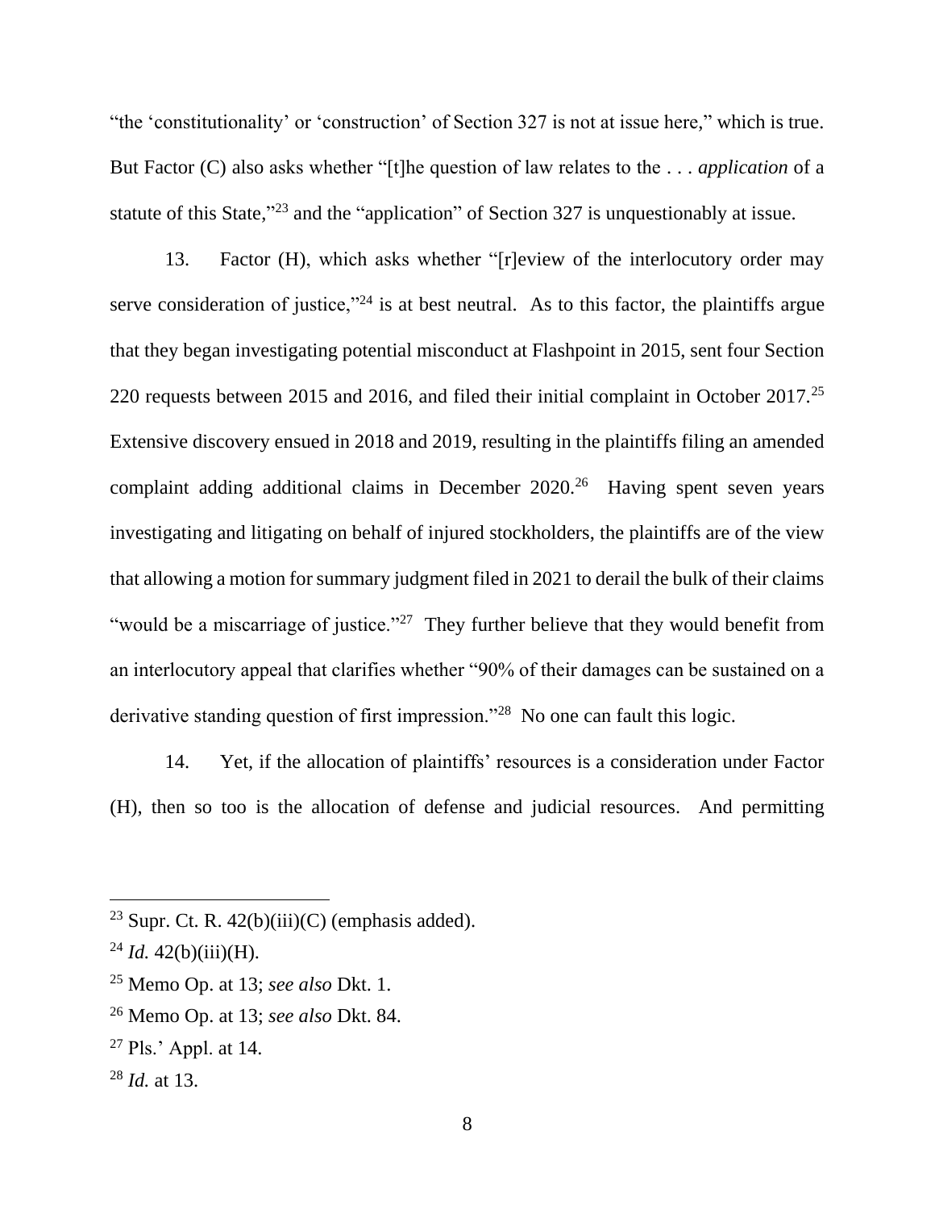"the 'constitutionality' or 'construction' of Section 327 is not at issue here," which is true. But Factor (C) also asks whether "[t]he question of law relates to the . . . *application* of a statute of this State,"[23] and the "application" of Section 327 is unquestionably at issue.

13. Factor (H), which asks whether "[r]eview of the interlocutory order may serve consideration of justice,"[24] is at best neutral. As to this factor, the plaintiffs argue that they began investigating potential misconduct at Flashpoint in 2015, sent four Section 220 requests between 2015 and 2016, and filed their initial complaint in October 2017.[25] Extensive discovery ensued in 2018 and 2019, resulting in the plaintiffs filing an amended complaint adding additional claims in December 2020.[26] Having spent seven years investigating and litigating on behalf of injured stockholders, the plaintiffs are of the view that allowing a motion for summary judgment filed in 2021 to derail the bulk of their claims "would be a miscarriage of justice."[27] They further believe that they would benefit from an interlocutory appeal that clarifies whether "90% of their damages can be sustained on a derivative standing question of first impression."[28] No one can fault this logic.

14. Yet, if the allocation of plaintiffs' resources is a consideration under Factor (H), then so too is the allocation of defense and judicial resources. And permitting

---

[23] Supr. Ct. R. 42(b)(iii)(C) (emphasis added).

[24] *Id.* 42(b)(iii)(H).

[25] Memo Op. at 13; *see also* Dkt. 1.

[26] Memo Op. at 13; *see also* Dkt. 84.

[27] Pls.' Appl. at 14.

[28] *Id.* at 13.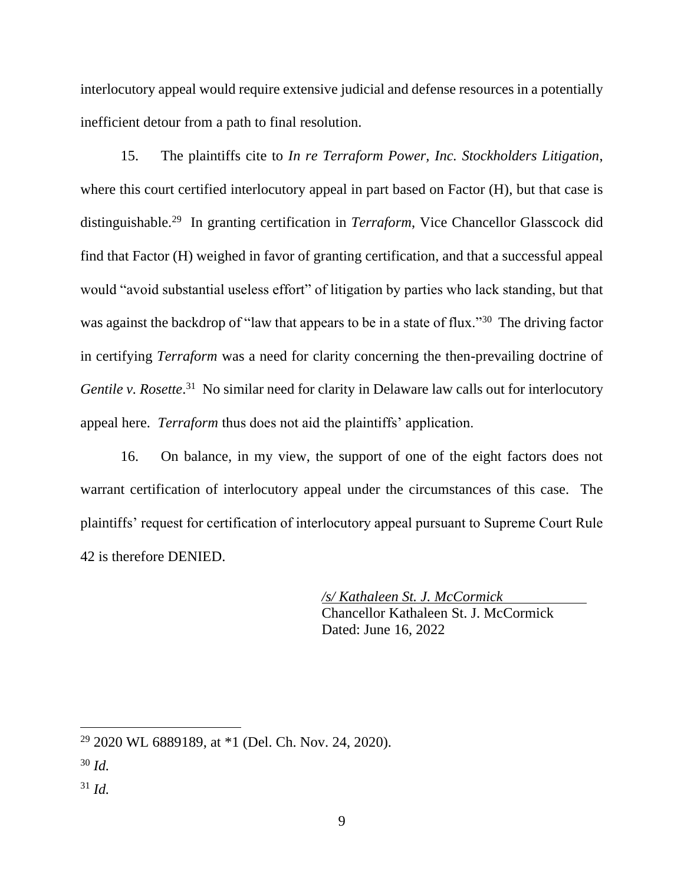interlocutory appeal would require extensive judicial and defense resources in a potentially inefficient detour from a path to final resolution.

15. The plaintiffs cite to *In re Terraform Power, Inc. Stockholders Litigation*, where this court certified interlocutory appeal in part based on Factor (H), but that case is distinguishable.[29] In granting certification in *Terraform*, Vice Chancellor Glasscock did find that Factor (H) weighed in favor of granting certification, and that a successful appeal would "avoid substantial useless effort" of litigation by parties who lack standing, but that was against the backdrop of "law that appears to be in a state of flux."[30] The driving factor in certifying *Terraform* was a need for clarity concerning the then-prevailing doctrine of *Gentile v. Rosette*.[31] No similar need for clarity in Delaware law calls out for interlocutory appeal here. *Terraform* thus does not aid the plaintiffs' application.

16. On balance, in my view, the support of one of the eight factors does not warrant certification of interlocutory appeal under the circumstances of this case. The plaintiffs' request for certification of interlocutory appeal pursuant to Supreme Court Rule 42 is therefore DENIED.

*/s/ Kathaleen St. J. McCormick*
Chancellor Kathaleen St. J. McCormick
Dated: June 16, 2022

---

[29] 2020 WL 6889189, at *1 (Del. Ch. Nov. 24, 2020).

[30] *Id.*

[31] *Id.*